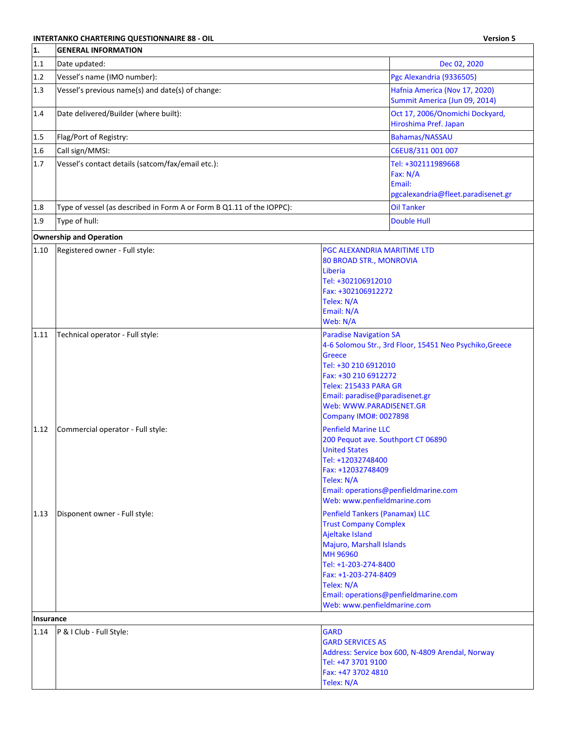**INTERTANKO CHARTERING QUESTIONNAIRE 88 - OIL** **Version 5**

| 1. | GENERAL INFORMATION | |
|---|---|---|
| 1.1 | Date updated: | Dec 02, 2020 |
| 1.2 | Vessel's name (IMO number): | Pgc Alexandria (9336505) |
| 1.3 | Vessel's previous name(s) and date(s) of change: | Hafnia America (Nov 17, 2020)<br>Summit America (Jun 09, 2014) |
| 1.4 | Date delivered/Builder (where built): | Oct 17, 2006/Onomichi Dockyard, Hiroshima Pref. Japan |
| 1.5 | Flag/Port of Registry: | Bahamas/NASSAU |
| 1.6 | Call sign/MMSI: | C6EU8/311 001 007 |
| 1.7 | Vessel's contact details (satcom/fax/email etc.): | Tel: +302111989668<br>Fax: N/A<br>Email: pgcalexandria@fleet.paradisenet.gr |
| 1.8 | Type of vessel (as described in Form A or Form B Q1.11 of the IOPPC): | Oil Tanker |
| 1.9 | Type of hull: | Double Hull |
| **Ownership and Operation** | | |
| 1.10 | Registered owner - Full style: | PGC ALEXANDRIA MARITIME LTD<br>80 BROAD STR., MONROVIA<br>Liberia<br>Tel: +302106912010<br>Fax: +302106912272<br>Telex: N/A<br>Email: N/A<br>Web: N/A |
| 1.11 | Technical operator - Full style: | Paradise Navigation SA<br>4-6 Solomou Str., 3rd Floor, 15451 Neo Psychiko,Greece<br>Greece<br>Tel: +30 210 6912010<br>Fax: +30 210 6912272<br>Telex: 215433 PARA GR<br>Email: paradise@paradisenet.gr<br>Web: WWW.PARADISENET.GR<br>Company IMO#: 0027898 |
| 1.12 | Commercial operator - Full style: | Penfield Marine LLC<br>200 Pequot ave. Southport CT 06890<br>United States<br>Tel: +12032748400<br>Fax: +12032748409<br>Telex: N/A<br>Email: operations@penfieldmarine.com<br>Web: www.penfieldmarine.com |
| 1.13 | Disponent owner - Full style: | Penfield Tankers (Panamax) LLC<br>Trust Company Complex<br>Ajeltake Island<br>Majuro, Marshall Islands<br>MH 96960<br>Tel: +1-203-274-8400<br>Fax: +1-203-274-8409<br>Telex: N/A<br>Email: operations@penfieldmarine.com<br>Web: www.penfieldmarine.com |
| **Insurance** | | |
| 1.14 | P & I Club - Full Style: | GARD<br>GARD SERVICES AS<br>Address: Service box 600, N-4809 Arendal, Norway<br>Tel: +47 3701 9100<br>Fax: +47 3702 4810<br>Telex: N/A |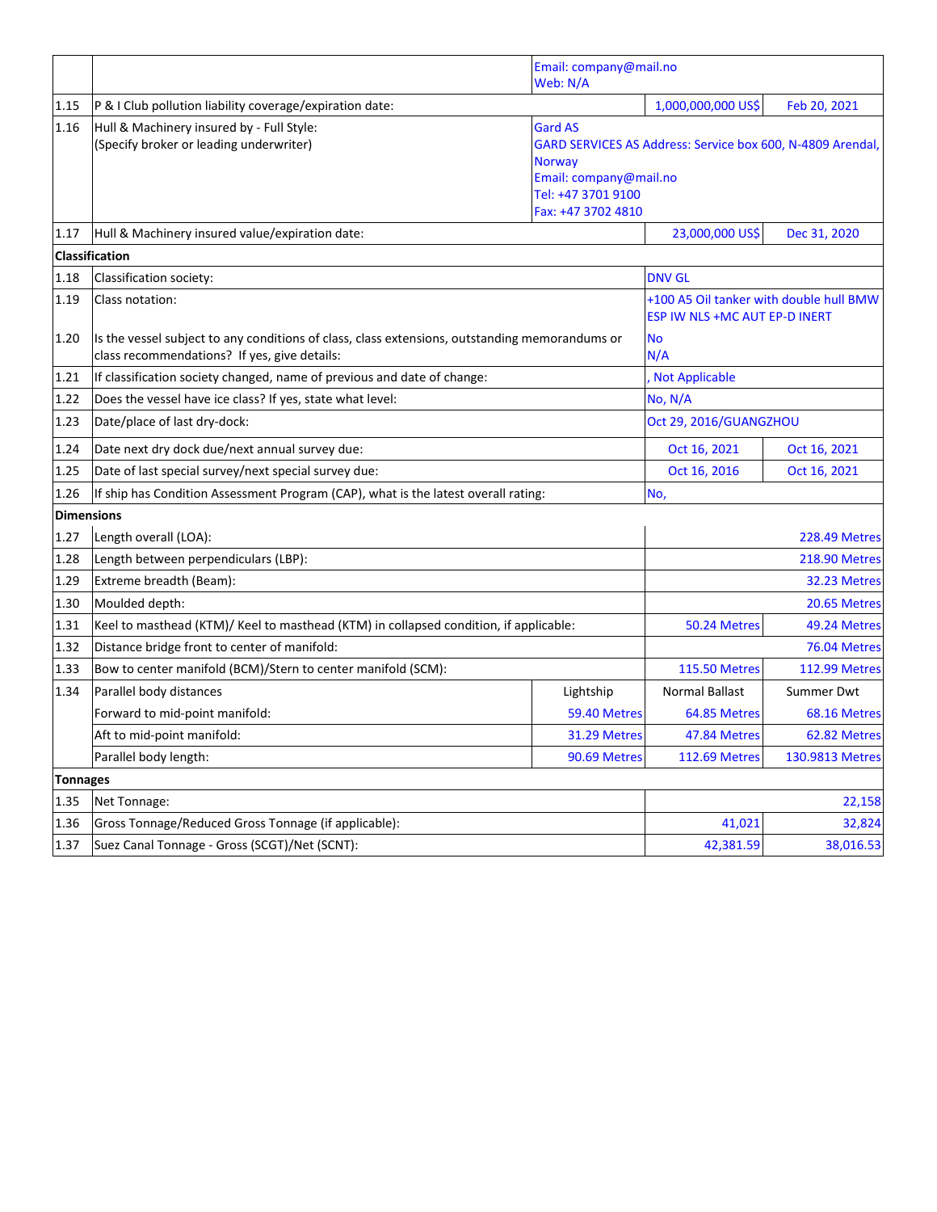| | | | | |
|---|---|---|---|---|
| | | Email: company@mail.no<br>Web: N/A | | |
| 1.15 | P & I Club pollution liability coverage/expiration date: | | 1,000,000,000 US$ | Feb 20, 2021 |
| 1.16 | Hull & Machinery insured by - Full Style:<br>(Specify broker or leading underwriter) | Gard AS<br>GARD SERVICES AS Address: Service box 600, N-4809 Arendal, Norway<br>Email: company@mail.no<br>Tel: +47 3701 9100<br>Fax: +47 3702 4810 | | |
| 1.17 | Hull & Machinery insured value/expiration date: | | 23,000,000 US$ | Dec 31, 2020 |
| **Classification** | | | | |
| 1.18 | Classification society: | | DNV GL | |
| 1.19 | Class notation: | | +100 A5 Oil tanker with double hull BMW ESP IW NLS +MC AUT EP-D INERT | |
| 1.20 | Is the vessel subject to any conditions of class, class extensions, outstanding memorandums or class recommendations? If yes, give details: | | No<br>N/A | |
| 1.21 | If classification society changed, name of previous and date of change: | | , Not Applicable | |
| 1.22 | Does the vessel have ice class? If yes, state what level: | | No, N/A | |
| 1.23 | Date/place of last dry-dock: | | Oct 29, 2016/GUANGZHOU | |
| 1.24 | Date next dry dock due/next annual survey due: | | Oct 16, 2021 | Oct 16, 2021 |
| 1.25 | Date of last special survey/next special survey due: | | Oct 16, 2016 | Oct 16, 2021 |
| 1.26 | If ship has Condition Assessment Program (CAP), what is the latest overall rating: | | No, | |
| **Dimensions** | | | | |
| 1.27 | Length overall (LOA): | | | 228.49 Metres |
| 1.28 | Length between perpendiculars (LBP): | | | 218.90 Metres |
| 1.29 | Extreme breadth (Beam): | | | 32.23 Metres |
| 1.30 | Moulded depth: | | | 20.65 Metres |
| 1.31 | Keel to masthead (KTM)/ Keel to masthead (KTM) in collapsed condition, if applicable: | | 50.24 Metres | 49.24 Metres |
| 1.32 | Distance bridge front to center of manifold: | | | 76.04 Metres |
| 1.33 | Bow to center manifold (BCM)/Stern to center manifold (SCM): | | 115.50 Metres | 112.99 Metres |
| 1.34 | Parallel body distances | Lightship | Normal Ballast | Summer Dwt |
| | Forward to mid-point manifold: | 59.40 Metres | 64.85 Metres | 68.16 Metres |
| | Aft to mid-point manifold: | 31.29 Metres | 47.84 Metres | 62.82 Metres |
| | Parallel body length: | 90.69 Metres | 112.69 Metres | 130.9813 Metres |
| **Tonnages** | | | | |
| 1.35 | Net Tonnage: | | | 22,158 |
| 1.36 | Gross Tonnage/Reduced Gross Tonnage (if applicable): | | 41,021 | 32,824 |
| 1.37 | Suez Canal Tonnage - Gross (SCGT)/Net (SCNT): | | 42,381.59 | 38,016.53 |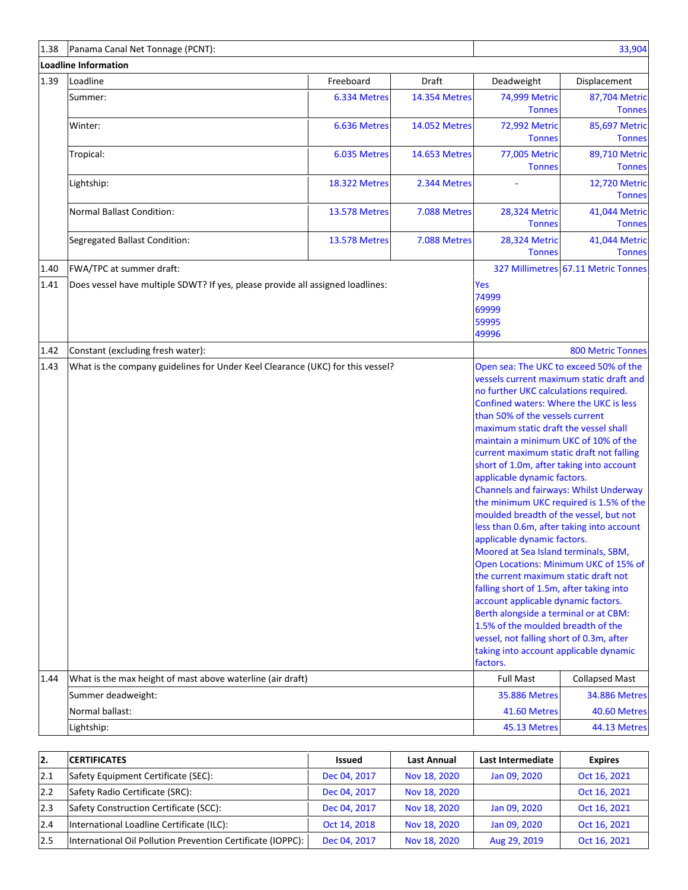| | | | | | |
|---|---|---|---|---|---|
| 1.38 | Panama Canal Net Tonnage (PCNT): | | | | 33,904 |
| **Loadline Information** | | | | | |
| 1.39 | Loadline | Freeboard | Draft | Deadweight | Displacement |
| | Summer: | 6.334 Metres | 14.354 Metres | 74,999 Metric Tonnes | 87,704 Metric Tonnes |
| | Winter: | 6.636 Metres | 14.052 Metres | 72,992 Metric Tonnes | 85,697 Metric Tonnes |
| | Tropical: | 6.035 Metres | 14.653 Metres | 77,005 Metric Tonnes | 89,710 Metric Tonnes |
| | Lightship: | 18.322 Metres | 2.344 Metres | - | 12,720 Metric Tonnes |
| | Normal Ballast Condition: | 13.578 Metres | 7.088 Metres | 28,324 Metric Tonnes | 41,044 Metric Tonnes |
| | Segregated Ballast Condition: | 13.578 Metres | 7.088 Metres | 28,324 Metric Tonnes | 41,044 Metric Tonnes |
| 1.40 | FWA/TPC at summer draft: | | | 327 Millimetres | 67.11 Metric Tonnes |
| 1.41 | Does vessel have multiple SDWT? If yes, please provide all assigned loadlines: | | | Yes<br>74999<br>69999<br>59995<br>49996 | |
| 1.42 | Constant (excluding fresh water): | | | | 800 Metric Tonnes |
| 1.43 | What is the company guidelines for Under Keel Clearance (UKC) for this vessel? | | | Open sea: The UKC to exceed 50% of the vessels current maximum static draft and no further UKC calculations required. Confined waters: Where the UKC is less than 50% of the vessels current maximum static draft the vessel shall maintain a minimum UKC of 10% of the current maximum static draft not falling short of 1.0m, after taking into account applicable dynamic factors. Channels and fairways: Whilst Underway the minimum UKC required is 1.5% of the moulded breadth of the vessel, but not less than 0.6m, after taking into account applicable dynamic factors. Moored at Sea Island terminals, SBM, Open Locations: Minimum UKC of 15% of the current maximum static draft not falling short of 1.5m, after taking into account applicable dynamic factors. Berth alongside a terminal or at CBM: 1.5% of the moulded breadth of the vessel, not falling short of 0.3m, after taking into account applicable dynamic factors. | |
| 1.44 | What is the max height of mast above waterline (air draft) | | | Full Mast | Collapsed Mast |
| | Summer deadweight: | | | 35.886 Metres | 34.886 Metres |
| | Normal ballast: | | | 41.60 Metres | 40.60 Metres |
| | Lightship: | | | 45.13 Metres | 44.13 Metres |

| **2.** | **CERTIFICATES** | **Issued** | **Last Annual** | **Last Intermediate** | **Expires** |
|---|---|---|---|---|---|
| 2.1 | Safety Equipment Certificate (SEC): | Dec 04, 2017 | Nov 18, 2020 | Jan 09, 2020 | Oct 16, 2021 |
| 2.2 | Safety Radio Certificate (SRC): | Dec 04, 2017 | Nov 18, 2020 | | Oct 16, 2021 |
| 2.3 | Safety Construction Certificate (SCC): | Dec 04, 2017 | Nov 18, 2020 | Jan 09, 2020 | Oct 16, 2021 |
| 2.4 | International Loadline Certificate (ILC): | Oct 14, 2018 | Nov 18, 2020 | Jan 09, 2020 | Oct 16, 2021 |
| 2.5 | International Oil Pollution Prevention Certificate (IOPPC): | Dec 04, 2017 | Nov 18, 2020 | Aug 29, 2019 | Oct 16, 2021 |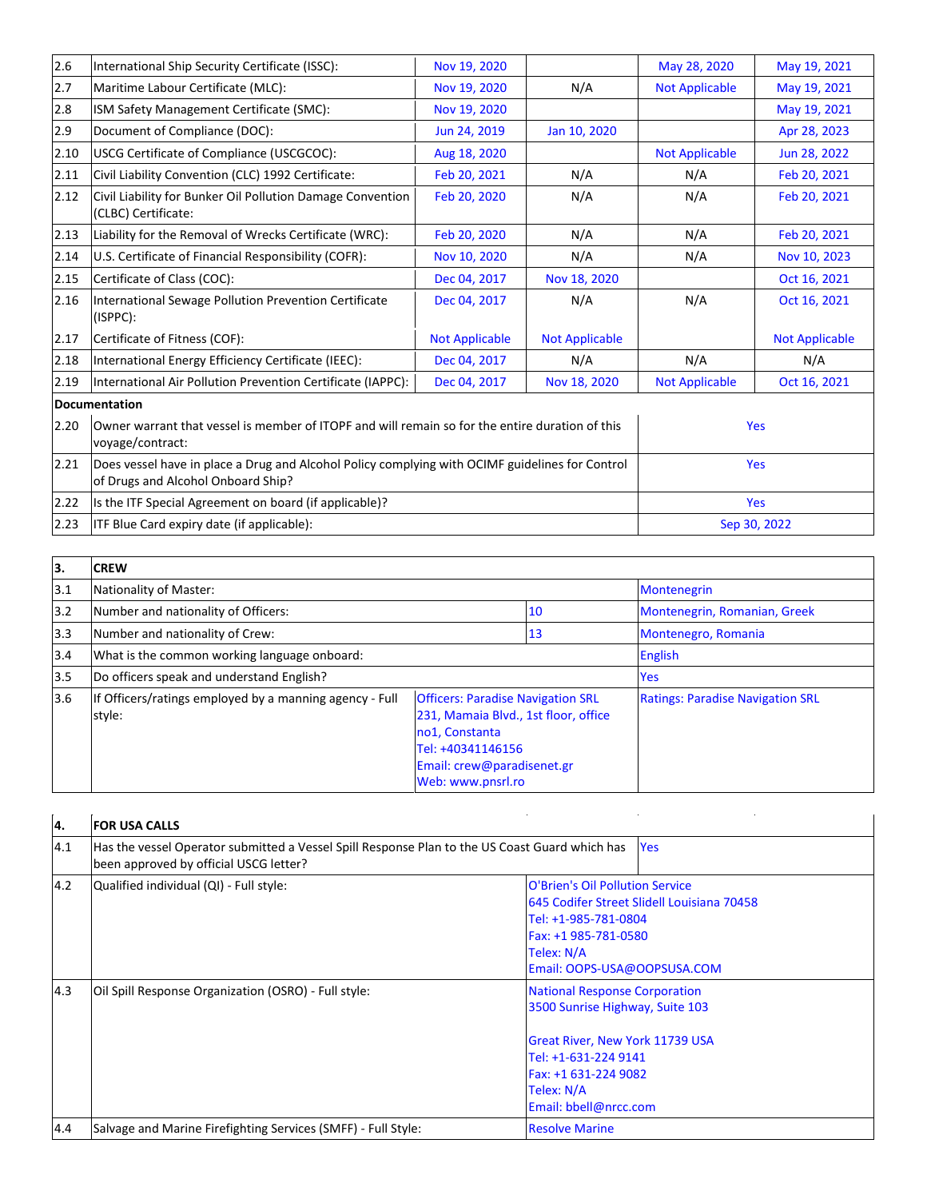| | | | | | |
|---|---|---|---|---|---|
| 2.6 | International Ship Security Certificate (ISSC): | Nov 19, 2020 | | May 28, 2020 | May 19, 2021 |
| 2.7 | Maritime Labour Certificate (MLC): | Nov 19, 2020 | N/A | Not Applicable | May 19, 2021 |
| 2.8 | ISM Safety Management Certificate (SMC): | Nov 19, 2020 | | | May 19, 2021 |
| 2.9 | Document of Compliance (DOC): | Jun 24, 2019 | Jan 10, 2020 | | Apr 28, 2023 |
| 2.10 | USCG Certificate of Compliance (USCGCOC): | Aug 18, 2020 | | Not Applicable | Jun 28, 2022 |
| 2.11 | Civil Liability Convention (CLC) 1992 Certificate: | Feb 20, 2021 | N/A | N/A | Feb 20, 2021 |
| 2.12 | Civil Liability for Bunker Oil Pollution Damage Convention (CLBC) Certificate: | Feb 20, 2020 | N/A | N/A | Feb 20, 2021 |
| 2.13 | Liability for the Removal of Wrecks Certificate (WRC): | Feb 20, 2020 | N/A | N/A | Feb 20, 2021 |
| 2.14 | U.S. Certificate of Financial Responsibility (COFR): | Nov 10, 2020 | N/A | N/A | Nov 10, 2023 |
| 2.15 | Certificate of Class (COC): | Dec 04, 2017 | Nov 18, 2020 | | Oct 16, 2021 |
| 2.16 | International Sewage Pollution Prevention Certificate (ISPPC): | Dec 04, 2017 | N/A | N/A | Oct 16, 2021 |
| 2.17 | Certificate of Fitness (COF): | Not Applicable | Not Applicable | | Not Applicable |
| 2.18 | International Energy Efficiency Certificate (IEEC): | Dec 04, 2017 | N/A | N/A | N/A |
| 2.19 | International Air Pollution Prevention Certificate (IAPPC): | Dec 04, 2017 | Nov 18, 2020 | Not Applicable | Oct 16, 2021 |
| **Documentation** | | | | | |
| 2.20 | Owner warrant that vessel is member of ITOPF and will remain so for the entire duration of this voyage/contract: | | | Yes | |
| 2.21 | Does vessel have in place a Drug and Alcohol Policy complying with OCIMF guidelines for Control of Drugs and Alcohol Onboard Ship? | | | Yes | |
| 2.22 | Is the ITF Special Agreement on board (if applicable)? | | | Yes | |
| 2.23 | ITF Blue Card expiry date (if applicable): | | | Sep 30, 2022 | |

| **3.** | **CREW** | | |
|---|---|---|---|
| 3.1 | Nationality of Master: | | Montenegrin |
| 3.2 | Number and nationality of Officers: | 10 | Montenegrin, Romanian, Greek |
| 3.3 | Number and nationality of Crew: | 13 | Montenegro, Romania |
| 3.4 | What is the common working language onboard: | | English |
| 3.5 | Do officers speak and understand English? | | Yes |
| 3.6 | If Officers/ratings employed by a manning agency - Full style: | Officers: Paradise Navigation SRL<br>231, Mamaia Blvd., 1st floor, office no1, Constanta<br>Tel: +40341146156<br>Email: crew@paradisenet.gr<br>Web: www.pnsrl.ro | Ratings: Paradise Navigation SRL |

| **4.** | **FOR USA CALLS** | |
|---|---|---|
| 4.1 | Has the vessel Operator submitted a Vessel Spill Response Plan to the US Coast Guard which has been approved by official USCG letter? | Yes |
| 4.2 | Qualified individual (QI) - Full style: | O'Brien's Oil Pollution Service<br>645 Codifer Street Slidell Louisiana 70458<br>Tel: +1-985-781-0804<br>Fax: +1 985-781-0580<br>Telex: N/A<br>Email: OOPS-USA@OOPSUSA.COM |
| 4.3 | Oil Spill Response Organization (OSRO) - Full style: | National Response Corporation<br>3500 Sunrise Highway, Suite 103<br><br>Great River, New York 11739 USA<br>Tel: +1-631-224 9141<br>Fax: +1 631-224 9082<br>Telex: N/A<br>Email: bbell@nrcc.com |
| 4.4 | Salvage and Marine Firefighting Services (SMFF) - Full Style: | Resolve Marine |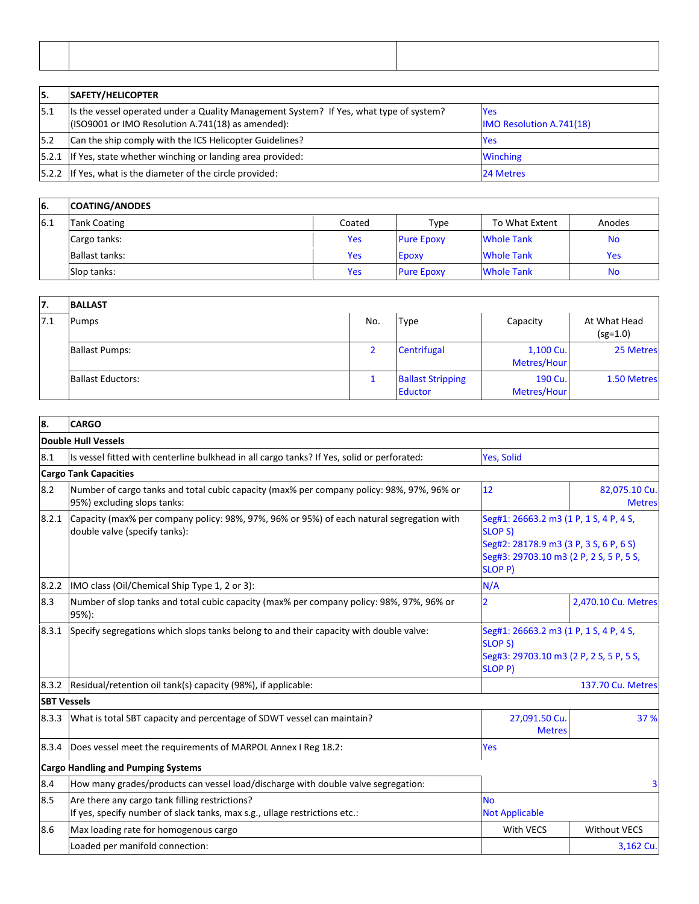| | | |
|---|---|---|
| | | |

| 5. | SAFETY/HELICOPTER | |
|---|---|---|
| 5.1 | Is the vessel operated under a Quality Management System? If Yes, what type of system? (ISO9001 or IMO Resolution A.741(18) as amended): | Yes<br>IMO Resolution A.741(18) |
| 5.2 | Can the ship comply with the ICS Helicopter Guidelines? | Yes |
| 5.2.1 | If Yes, state whether winching or landing area provided: | Winching |
| 5.2.2 | If Yes, what is the diameter of the circle provided: | 24 Metres |

| 6. | COATING/ANODES | | | | |
|---|---|---|---|---|---|
| 6.1 | Tank Coating | Coated | Type | To What Extent | Anodes |
| | Cargo tanks: | Yes | Pure Epoxy | Whole Tank | No |
| | Ballast tanks: | Yes | Epoxy | Whole Tank | Yes |
| | Slop tanks: | Yes | Pure Epoxy | Whole Tank | No |

| 7. | BALLAST | | | | |
|---|---|---|---|---|---|
| 7.1 | Pumps | No. | Type | Capacity | At What Head (sg=1.0) |
| | Ballast Pumps: | 2 | Centrifugal | 1,100 Cu. Metres/Hour | 25 Metres |
| | Ballast Eductors: | 1 | Ballast Stripping Eductor | 190 Cu. Metres/Hour | 1.50 Metres |

| 8. | CARGO | | |
|---|---|---|---|
| **Double Hull Vessels** | | | |
| 8.1 | Is vessel fitted with centerline bulkhead in all cargo tanks? If Yes, solid or perforated: | Yes, Solid | |
| **Cargo Tank Capacities** | | | |
| 8.2 | Number of cargo tanks and total cubic capacity (max% per company policy: 98%, 97%, 96% or 95%) excluding slops tanks: | 12 | 82,075.10 Cu. Metres |
| 8.2.1 | Capacity (max% per company policy: 98%, 97%, 96% or 95%) of each natural segregation with double valve (specify tanks): | Seg#1: 26663.2 m3 (1 P, 1 S, 4 P, 4 S, SLOP S)<br>Seg#2: 28178.9 m3 (3 P, 3 S, 6 P, 6 S)<br>Seg#3: 29703.10 m3 (2 P, 2 S, 5 P, 5 S, SLOP P) | |
| 8.2.2 | IMO class (Oil/Chemical Ship Type 1, 2 or 3): | N/A | |
| 8.3 | Number of slop tanks and total cubic capacity (max% per company policy: 98%, 97%, 96% or 95%): | 2 | 2,470.10 Cu. Metres |
| 8.3.1 | Specify segregations which slops tanks belong to and their capacity with double valve: | Seg#1: 26663.2 m3 (1 P, 1 S, 4 P, 4 S, SLOP S)<br>Seg#3: 29703.10 m3 (2 P, 2 S, 5 P, 5 S, SLOP P) | |
| 8.3.2 | Residual/retention oil tank(s) capacity (98%), if applicable: | | 137.70 Cu. Metres |
| **SBT Vessels** | | | |
| 8.3.3 | What is total SBT capacity and percentage of SDWT vessel can maintain? | 27,091.50 Cu. Metres | 37 % |
| 8.3.4 | Does vessel meet the requirements of MARPOL Annex I Reg 18.2: | Yes | |
| **Cargo Handling and Pumping Systems** | | | |
| 8.4 | How many grades/products can vessel load/discharge with double valve segregation: | | 3 |
| 8.5 | Are there any cargo tank filling restrictions?<br>If yes, specify number of slack tanks, max s.g., ullage restrictions etc.: | No<br>Not Applicable | |
| 8.6 | Max loading rate for homogenous cargo | With VECS | Without VECS |
| | Loaded per manifold connection: | | 3,162 Cu. |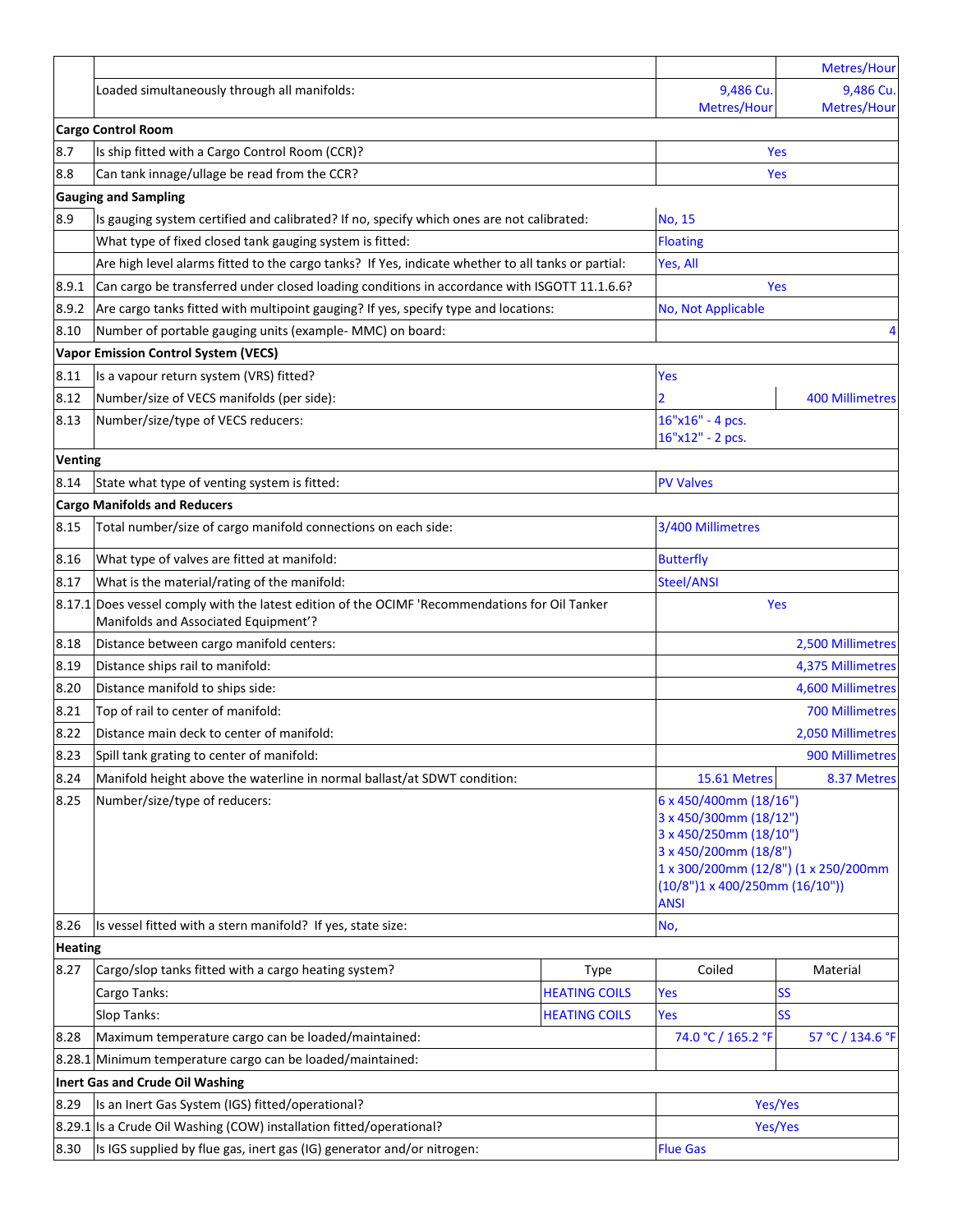| | | | | |
|---|---|---|---|---|
| | | | | Metres/Hour |
| | Loaded simultaneously through all manifolds: | | 9,486 Cu. Metres/Hour | 9,486 Cu. Metres/Hour |
| **Cargo Control Room** | | | | |
| 8.7 | Is ship fitted with a Cargo Control Room (CCR)? | | Yes | |
| 8.8 | Can tank innage/ullage be read from the CCR? | | Yes | |
| **Gauging and Sampling** | | | | |
| 8.9 | Is gauging system certified and calibrated? If no, specify which ones are not calibrated: | | No, 15 | |
| | What type of fixed closed tank gauging system is fitted: | | Floating | |
| | Are high level alarms fitted to the cargo tanks? If Yes, indicate whether to all tanks or partial: | | Yes, All | |
| 8.9.1 | Can cargo be transferred under closed loading conditions in accordance with ISGOTT 11.1.6.6? | | Yes | |
| 8.9.2 | Are cargo tanks fitted with multipoint gauging? If yes, specify type and locations: | | No, Not Applicable | |
| 8.10 | Number of portable gauging units (example- MMC) on board: | | | 4 |
| **Vapor Emission Control System (VECS)** | | | | |
| 8.11 | Is a vapour return system (VRS) fitted? | | Yes | |
| 8.12 | Number/size of VECS manifolds (per side): | | 2 | 400 Millimetres |
| 8.13 | Number/size/type of VECS reducers: | | 16"x16" - 4 pcs.<br>16"x12" - 2 pcs. | |
| **Venting** | | | | |
| 8.14 | State what type of venting system is fitted: | | PV Valves | |
| **Cargo Manifolds and Reducers** | | | | |
| 8.15 | Total number/size of cargo manifold connections on each side: | | 3/400 Millimetres | |
| 8.16 | What type of valves are fitted at manifold: | | Butterfly | |
| 8.17 | What is the material/rating of the manifold: | | Steel/ANSI | |
| 8.17.1 | Does vessel comply with the latest edition of the OCIMF 'Recommendations for Oil Tanker Manifolds and Associated Equipment'? | | Yes | |
| 8.18 | Distance between cargo manifold centers: | | | 2,500 Millimetres |
| 8.19 | Distance ships rail to manifold: | | | 4,375 Millimetres |
| 8.20 | Distance manifold to ships side: | | | 4,600 Millimetres |
| 8.21 | Top of rail to center of manifold: | | | 700 Millimetres |
| 8.22 | Distance main deck to center of manifold: | | | 2,050 Millimetres |
| 8.23 | Spill tank grating to center of manifold: | | | 900 Millimetres |
| 8.24 | Manifold height above the waterline in normal ballast/at SDWT condition: | | 15.61 Metres | 8.37 Metres |
| 8.25 | Number/size/type of reducers: | | 6 x 450/400mm (18/16")<br>3 x 450/300mm (18/12")<br>3 x 450/250mm (18/10")<br>3 x 450/200mm (18/8")<br>1 x 300/200mm (12/8") (1 x 250/200mm (10/8")1 x 400/250mm (16/10"))<br>ANSI | |
| 8.26 | Is vessel fitted with a stern manifold? If yes, state size: | | No, | |
| **Heating** | | | | |
| 8.27 | Cargo/slop tanks fitted with a cargo heating system? | Type | Coiled | Material |
| | Cargo Tanks: | HEATING COILS | Yes | SS |
| | Slop Tanks: | HEATING COILS | Yes | SS |
| 8.28 | Maximum temperature cargo can be loaded/maintained: | | 74.0 °C / 165.2 °F | 57 °C / 134.6 °F |
| 8.28.1 | Minimum temperature cargo can be loaded/maintained: | | | |
| **Inert Gas and Crude Oil Washing** | | | | |
| 8.29 | Is an Inert Gas System (IGS) fitted/operational? | | Yes/Yes | |
| 8.29.1 | Is a Crude Oil Washing (COW) installation fitted/operational? | | Yes/Yes | |
| 8.30 | Is IGS supplied by flue gas, inert gas (IG) generator and/or nitrogen: | | Flue Gas | |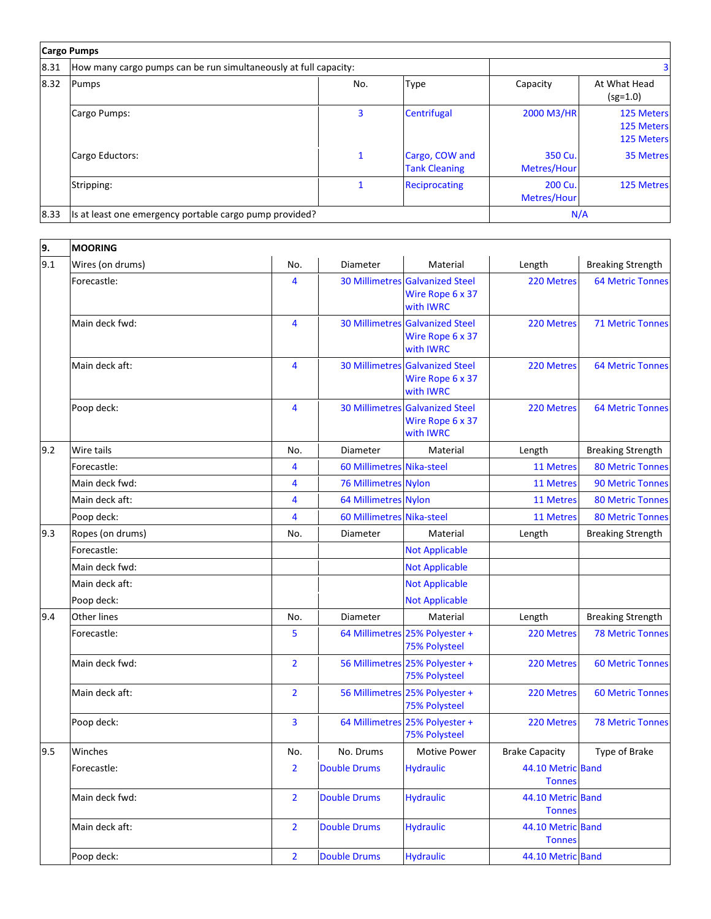| Cargo Pumps | | | | | |
|---|---|---|---|---|---|
| 8.31 | How many cargo pumps can be run simultaneously at full capacity: | | | | 3 |
| 8.32 | Pumps | No. | Type | Capacity | At What Head (sg=1.0) |
| | Cargo Pumps: | 3 | Centrifugal | 2000 M3/HR | 125 Meters 125 Meters 125 Meters |
| | Cargo Eductors: | 1 | Cargo, COW and Tank Cleaning | 350 Cu. Metres/Hour | 35 Metres |
| | Stripping: | 1 | Reciprocating | 200 Cu. Metres/Hour | 125 Metres |
| 8.33 | Is at least one emergency portable cargo pump provided? | | | N/A | |

| 9. | MOORING | | | | | |
|---|---|---|---|---|---|---|
| 9.1 | Wires (on drums) | No. | Diameter | Material | Length | Breaking Strength |
| | Forecastle: | 4 | 30 Millimetres | Galvanized Steel Wire Rope 6 x 37 with IWRC | 220 Metres | 64 Metric Tonnes |
| | Main deck fwd: | 4 | 30 Millimetres | Galvanized Steel Wire Rope 6 x 37 with IWRC | 220 Metres | 71 Metric Tonnes |
| | Main deck aft: | 4 | 30 Millimetres | Galvanized Steel Wire Rope 6 x 37 with IWRC | 220 Metres | 64 Metric Tonnes |
| | Poop deck: | 4 | 30 Millimetres | Galvanized Steel Wire Rope 6 x 37 with IWRC | 220 Metres | 64 Metric Tonnes |
| 9.2 | Wire tails | No. | Diameter | Material | Length | Breaking Strength |
| | Forecastle: | 4 | 60 Millimetres | Nika-steel | 11 Metres | 80 Metric Tonnes |
| | Main deck fwd: | 4 | 76 Millimetres | Nylon | 11 Metres | 90 Metric Tonnes |
| | Main deck aft: | 4 | 64 Millimetres | Nylon | 11 Metres | 80 Metric Tonnes |
| | Poop deck: | 4 | 60 Millimetres | Nika-steel | 11 Metres | 80 Metric Tonnes |
| 9.3 | Ropes (on drums) | No. | Diameter | Material | Length | Breaking Strength |
| | Forecastle: | | | Not Applicable | | |
| | Main deck fwd: | | | Not Applicable | | |
| | Main deck aft: | | | Not Applicable | | |
| | Poop deck: | | | Not Applicable | | |
| 9.4 | Other lines | No. | Diameter | Material | Length | Breaking Strength |
| | Forecastle: | 5 | 64 Millimetres | 25% Polyester + 75% Polysteel | 220 Metres | 78 Metric Tonnes |
| | Main deck fwd: | 2 | 56 Millimetres | 25% Polyester + 75% Polysteel | 220 Metres | 60 Metric Tonnes |
| | Main deck aft: | 2 | 56 Millimetres | 25% Polyester + 75% Polysteel | 220 Metres | 60 Metric Tonnes |
| | Poop deck: | 3 | 64 Millimetres | 25% Polyester + 75% Polysteel | 220 Metres | 78 Metric Tonnes |
| 9.5 | Winches | No. | No. Drums | Motive Power | Brake Capacity | Type of Brake |
| | Forecastle: | 2 | Double Drums | Hydraulic | 44.10 Metric Tonnes | Band |
| | Main deck fwd: | 2 | Double Drums | Hydraulic | 44.10 Metric Tonnes | Band |
| | Main deck aft: | 2 | Double Drums | Hydraulic | 44.10 Metric Tonnes | Band |
| | Poop deck: | 2 | Double Drums | Hydraulic | 44.10 Metric | Band |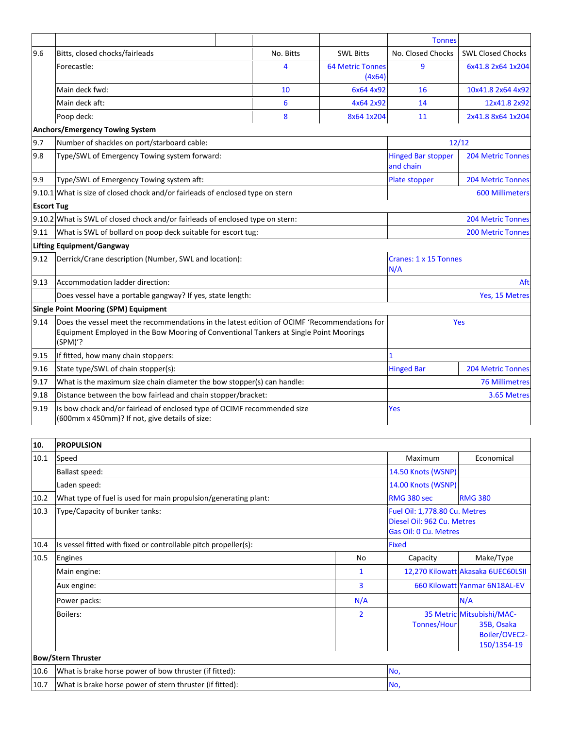| | | | | | Tonnes | |
|---|---|---|---|---|---|---|
| 9.6 | Bits, closed chocks/fairleads | | No. Bitts | SWL Bitts | No. Closed Chocks | SWL Closed Chocks |
| | Forecastle: | | 4 | 64 Metric Tonnes (4x64) | 9 | 6x41.8 2x64 1x204 |
| | Main deck fwd: | | 10 | 6x64 4x92 | 16 | 10x41.8 2x64 4x92 |
| | Main deck aft: | | 6 | 4x64 2x92 | 14 | 12x41.8 2x92 |
| | Poop deck: | | 8 | 8x64 1x204 | 11 | 2x41.8 8x64 1x204 |
| **Anchors/Emergency Towing System** | | | | | | |
| 9.7 | Number of shackles on port/starboard cable: | | | | 12/12 | |
| 9.8 | Type/SWL of Emergency Towing system forward: | | | | Hinged Bar stopper and chain | 204 Metric Tonnes |
| 9.9 | Type/SWL of Emergency Towing system aft: | | | | Plate stopper | 204 Metric Tonnes |
| 9.10.1 | What is size of closed chock and/or fairleads of enclosed type on stern | | | | | 600 Millimeters |
| **Escort Tug** | | | | | | |
| 9.10.2 | What is SWL of closed chock and/or fairleads of enclosed type on stern: | | | | | 204 Metric Tonnes |
| 9.11 | What is SWL of bollard on poop deck suitable for escort tug: | | | | | 200 Metric Tonnes |
| **Lifting Equipment/Gangway** | | | | | | |
| 9.12 | Derrick/Crane description (Number, SWL and location): | | | | Cranes: 1 x 15 Tonnes N/A | |
| 9.13 | Accommodation ladder direction: | | | | | Aft |
| | Does vessel have a portable gangway? If yes, state length: | | | | | Yes, 15 Metres |
| **Single Point Mooring (SPM) Equipment** | | | | | | |
| 9.14 | Does the vessel meet the recommendations in the latest edition of OCIMF 'Recommendations for Equipment Employed in the Bow Mooring of Conventional Tankers at Single Point Moorings (SPM)'? | | | | Yes | |
| 9.15 | If fitted, how many chain stoppers: | | | | 1 | |
| 9.16 | State type/SWL of chain stopper(s): | | | | Hinged Bar | 204 Metric Tonnes |
| 9.17 | What is the maximum size chain diameter the bow stopper(s) can handle: | | | | | 76 Millimetres |
| 9.18 | Distance between the bow fairlead and chain stopper/bracket: | | | | | 3.65 Metres |
| 9.19 | Is bow chock and/or fairlead of enclosed type of OCIMF recommended size (600mm x 450mm)? If not, give details of size: | | | | Yes | |

| **10.** | **PROPULSION** | | | |
|---|---|---|---|---|
| 10.1 | Speed | | Maximum | Economical |
| | Ballast speed: | | 14.50 Knots (WSNP) | |
| | Laden speed: | | 14.00 Knots (WSNP) | |
| 10.2 | What type of fuel is used for main propulsion/generating plant: | | RMG 380 sec | RMG 380 |
| 10.3 | Type/Capacity of bunker tanks: | | Fuel Oil: 1,778.80 Cu. Metres<br>Diesel Oil: 962 Cu. Metres<br>Gas Oil: 0 Cu. Metres | |
| 10.4 | Is vessel fitted with fixed or controllable pitch propeller(s): | | Fixed | |
| 10.5 | Engines | No | Capacity | Make/Type |
| | Main engine: | 1 | 12,270 Kilowatt | Akasaka 6UEC60LSII |
| | Aux engine: | 3 | 660 Kilowatt | Yanmar 6N18AL-EV |
| | Power packs: | N/A | | N/A |
| | Boilers: | 2 | 35 Metric Tonnes/Hour | Mitsubishi/MAC-35B, Osaka Boiler/OVEC2-150/1354-19 |
| **Bow/Stern Thruster** | | | | |
| 10.6 | What is brake horse power of bow thruster (if fitted): | | No, | |
| 10.7 | What is brake horse power of stern thruster (if fitted): | | No, | |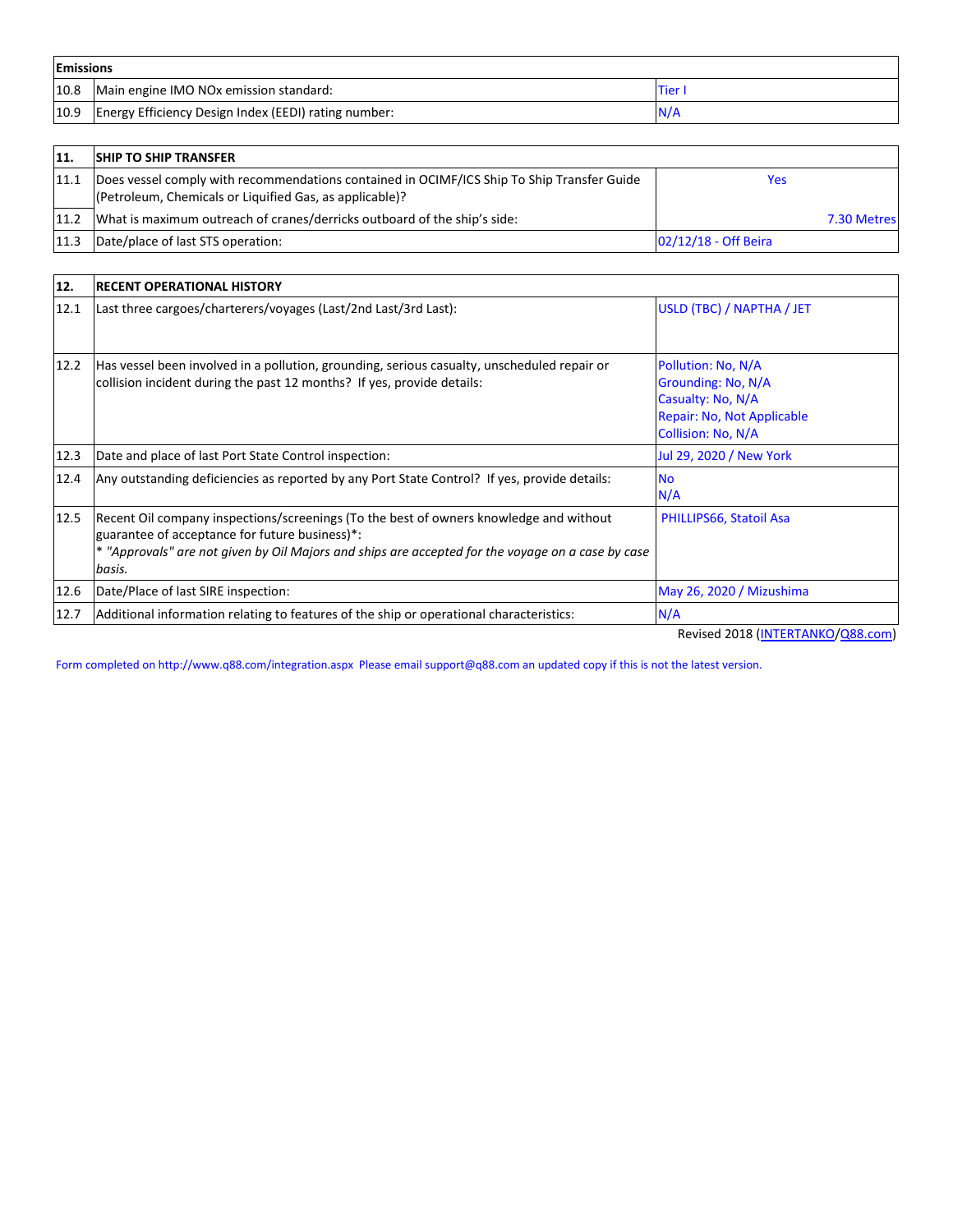| Emissions | | |
|---|---|---|
| 10.8 | Main engine IMO NOx emission standard: | Tier I |
| 10.9 | Energy Efficiency Design Index (EEDI) rating number: | N/A |

| **11.** | **SHIP TO SHIP TRANSFER** | |
|---|---|---|
| 11.1 | Does vessel comply with recommendations contained in OCIMF/ICS Ship To Ship Transfer Guide (Petroleum, Chemicals or Liquified Gas, as applicable)? | Yes |
| 11.2 | What is maximum outreach of cranes/derricks outboard of the ship's side: | 7.30 Metres |
| 11.3 | Date/place of last STS operation: | 02/12/18 - Off Beira |

| **12.** | **RECENT OPERATIONAL HISTORY** | |
|---|---|---|
| 12.1 | Last three cargoes/charterers/voyages (Last/2nd Last/3rd Last): | USLD (TBC) / NAPTHA / JET |
| 12.2 | Has vessel been involved in a pollution, grounding, serious casualty, unscheduled repair or collision incident during the past 12 months? If yes, provide details: | Pollution: No, N/A<br>Grounding: No, N/A<br>Casualty: No, N/A<br>Repair: No, Not Applicable<br>Collision: No, N/A |
| 12.3 | Date and place of last Port State Control inspection: | Jul 29, 2020 / New York |
| 12.4 | Any outstanding deficiencies as reported by any Port State Control? If yes, provide details: | No<br>N/A |
| 12.5 | Recent Oil company inspections/screenings (To the best of owners knowledge and without guarantee of acceptance for future business)*:<br>* *"Approvals" are not given by Oil Majors and ships are accepted for the voyage on a case by case basis.* | PHILLIPS66, Statoil Asa |
| 12.6 | Date/Place of last SIRE inspection: | May 26, 2020 / Mizushima |
| 12.7 | Additional information relating to features of the ship or operational characteristics: | N/A |

Revised 2018 (INTERTANKO/Q88.com)

Form completed on http://www.q88.com/integration.aspx Please email support@q88.com an updated copy if this is not the latest version.